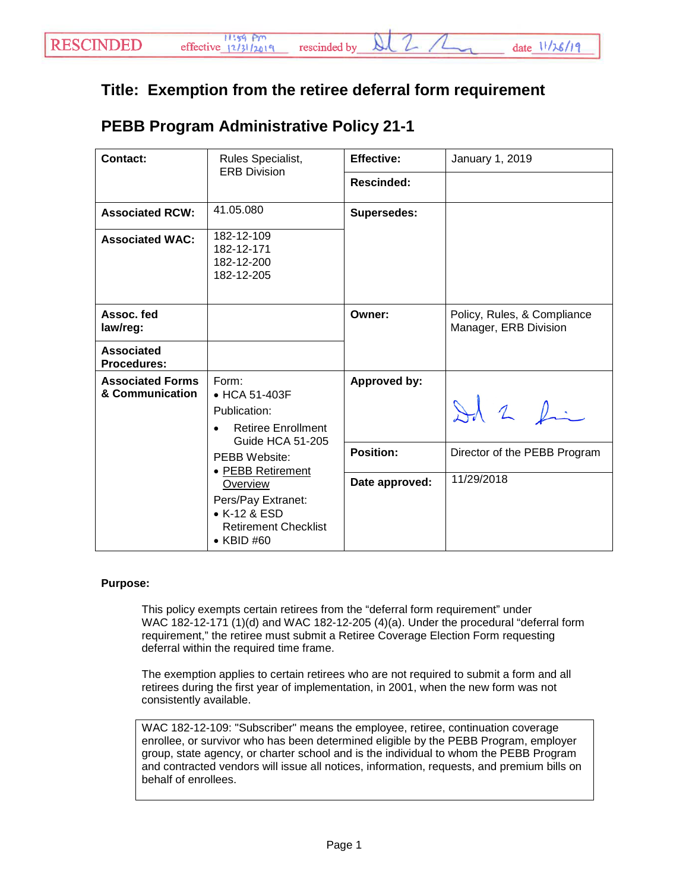RESCINDED effective 11:59 pm 12/31/2019 rescinded by [signature] date 11/26/19

# Title: Exemption from the retiree deferral form requirement

## PEBB Program Administrative Policy 21-1

| **Contact:** | Rules Specialist, ERB Division | **Effective:** | January 1, 2019 |
|---|---|---|---|
| | | **Rescinded:** | |
| **Associated RCW:** | 41.05.080 | **Supersedes:** | |
| **Associated WAC:** | 182-12-109<br>182-12-171<br>182-12-200<br>182-12-205 | | |
| **Assoc. fed law/reg:** | | **Owner:** | Policy, Rules, & Compliance Manager, ERB Division |
| **Associated Procedures:** | | | |
| **Associated Forms & Communication** | Form:<br>• HCA 51-403F<br>Publication:<br>• Retiree Enrollment Guide HCA 51-205<br>PEBB Website:<br>• PEBB Retirement Overview<br>Pers/Pay Extranet:<br>• K-12 & ESD Retirement Checklist<br>• KBID #60 | **Approved by:** | [signature] |
| | | **Position:** | Director of the PEBB Program |
| | | **Date approved:** | 11/29/2018 |

**Purpose:**

This policy exempts certain retirees from the “deferral form requirement” under WAC 182-12-171 (1)(d) and WAC 182-12-205 (4)(a). Under the procedural “deferral form requirement,” the retiree must submit a Retiree Coverage Election Form requesting deferral within the required time frame.

The exemption applies to certain retirees who are not required to submit a form and all retirees during the first year of implementation, in 2001, when the new form was not consistently available.

> WAC 182-12-109: "Subscriber" means the employee, retiree, continuation coverage enrollee, or survivor who has been determined eligible by the PEBB Program, employer group, state agency, or charter school and is the individual to whom the PEBB Program and contracted vendors will issue all notices, information, requests, and premium bills on behalf of enrollees.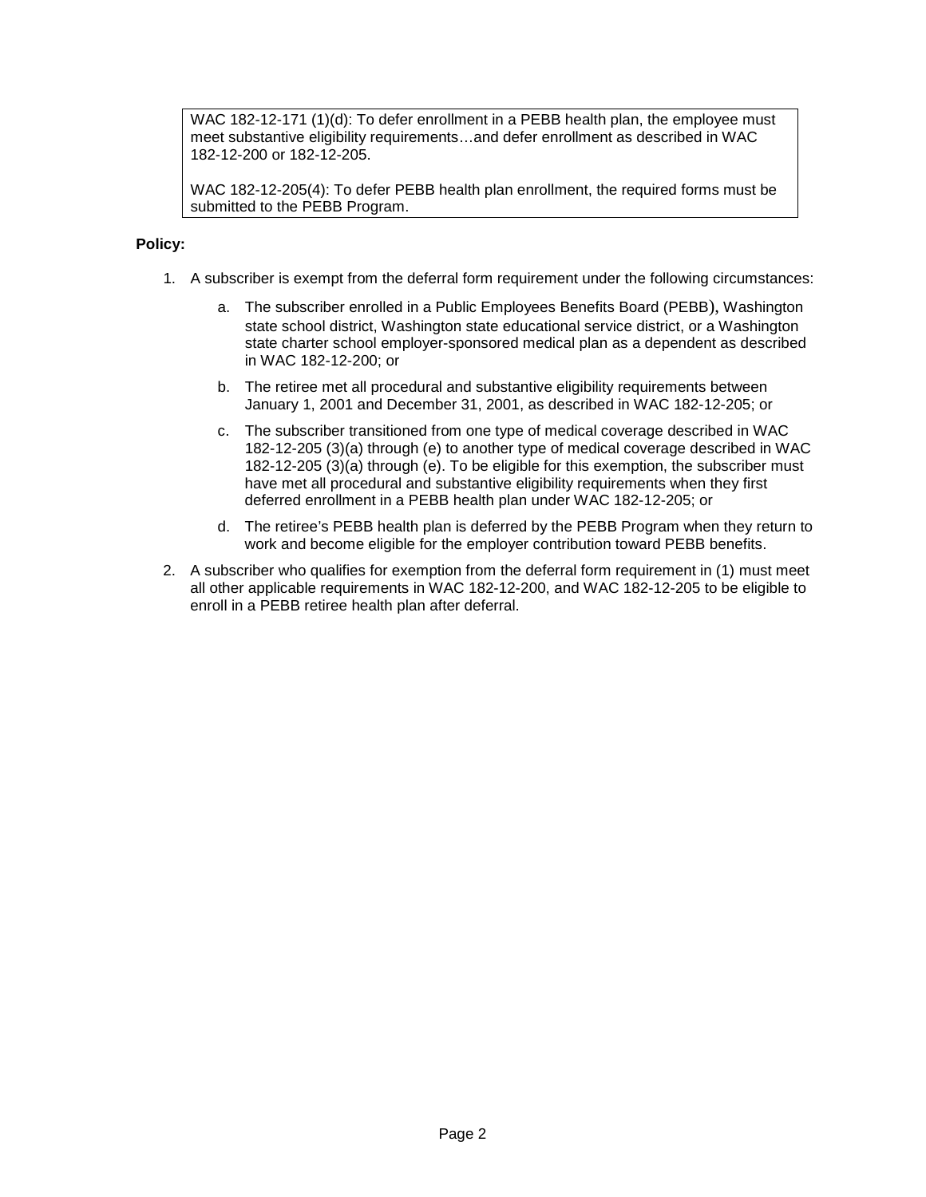WAC 182-12-171 (1)(d): To defer enrollment in a PEBB health plan, the employee must meet substantive eligibility requirements…and defer enrollment as described in WAC 182-12-200 or 182-12-205.

WAC 182-12-205(4): To defer PEBB health plan enrollment, the required forms must be submitted to the PEBB Program.

**Policy:**

1. A subscriber is exempt from the deferral form requirement under the following circumstances:

    a. The subscriber enrolled in a Public Employees Benefits Board (PEBB), Washington state school district, Washington state educational service district, or a Washington state charter school employer-sponsored medical plan as a dependent as described in WAC 182-12-200; or

    b. The retiree met all procedural and substantive eligibility requirements between January 1, 2001 and December 31, 2001, as described in WAC 182-12-205; or

    c. The subscriber transitioned from one type of medical coverage described in WAC 182-12-205 (3)(a) through (e) to another type of medical coverage described in WAC 182-12-205 (3)(a) through (e). To be eligible for this exemption, the subscriber must have met all procedural and substantive eligibility requirements when they first deferred enrollment in a PEBB health plan under WAC 182-12-205; or

    d. The retiree's PEBB health plan is deferred by the PEBB Program when they return to work and become eligible for the employer contribution toward PEBB benefits.

2. A subscriber who qualifies for exemption from the deferral form requirement in (1) must meet all other applicable requirements in WAC 182-12-200, and WAC 182-12-205 to be eligible to enroll in a PEBB retiree health plan after deferral.